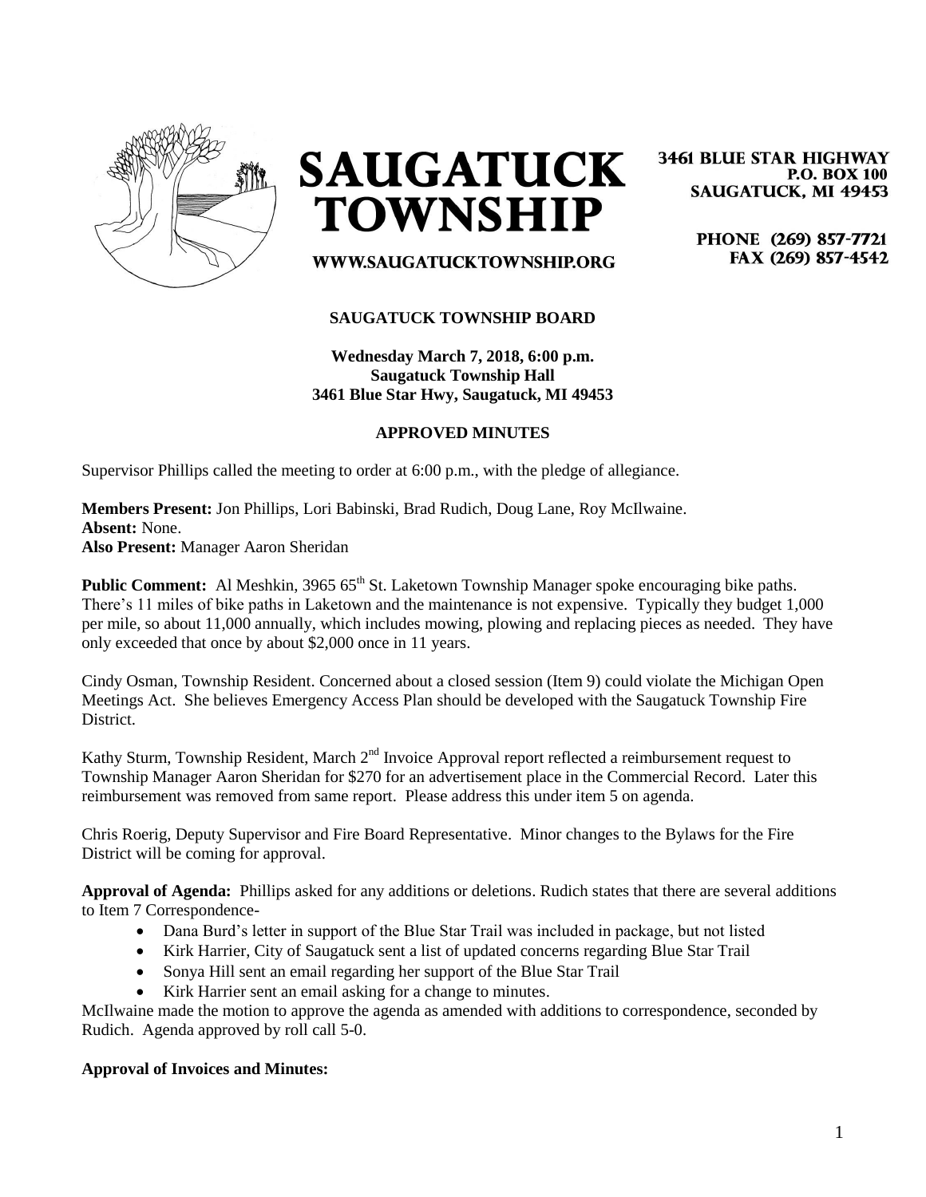# SAUGATUCK TOWNSHIP

3461 BLUE STAR HIGHWAY
P.O. BOX 100
SAUGATUCK, MI 49453

PHONE (269) 857-7721
FAX (269) 857-4542

WWW.SAUGATUCKTOWNSHIP.ORG

**SAUGATUCK TOWNSHIP BOARD**

**Wednesday March 7, 2018, 6:00 p.m.**
**Saugatuck Township Hall**
**3461 Blue Star Hwy, Saugatuck, MI 49453**

**APPROVED MINUTES**

Supervisor Phillips called the meeting to order at 6:00 p.m., with the pledge of allegiance.

**Members Present:** Jon Phillips, Lori Babinski, Brad Rudich, Doug Lane, Roy McIlwaine.
**Absent:** None.
**Also Present:** Manager Aaron Sheridan

**Public Comment:** Al Meshkin, 3965 65th St. Laketown Township Manager spoke encouraging bike paths. There's 11 miles of bike paths in Laketown and the maintenance is not expensive. Typically they budget 1,000 per mile, so about 11,000 annually, which includes mowing, plowing and replacing pieces as needed. They have only exceeded that once by about $2,000 once in 11 years.

Cindy Osman, Township Resident. Concerned about a closed session (Item 9) could violate the Michigan Open Meetings Act. She believes Emergency Access Plan should be developed with the Saugatuck Township Fire District.

Kathy Sturm, Township Resident, March 2nd Invoice Approval report reflected a reimbursement request to Township Manager Aaron Sheridan for $270 for an advertisement place in the Commercial Record. Later this reimbursement was removed from same report. Please address this under item 5 on agenda.

Chris Roerig, Deputy Supervisor and Fire Board Representative. Minor changes to the Bylaws for the Fire District will be coming for approval.

**Approval of Agenda:** Phillips asked for any additions or deletions. Rudich states that there are several additions to Item 7 Correspondence-

- Dana Burd's letter in support of the Blue Star Trail was included in package, but not listed
- Kirk Harrier, City of Saugatuck sent a list of updated concerns regarding Blue Star Trail
- Sonya Hill sent an email regarding her support of the Blue Star Trail
- Kirk Harrier sent an email asking for a change to minutes.

McIlwaine made the motion to approve the agenda as amended with additions to correspondence, seconded by Rudich. Agenda approved by roll call 5-0.

**Approval of Invoices and Minutes:**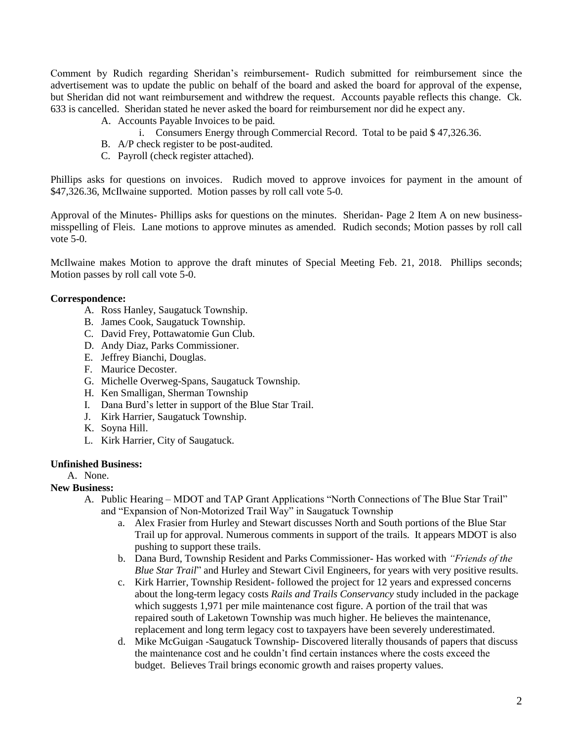Comment by Rudich regarding Sheridan's reimbursement- Rudich submitted for reimbursement since the advertisement was to update the public on behalf of the board and asked the board for approval of the expense, but Sheridan did not want reimbursement and withdrew the request. Accounts payable reflects this change. Ck. 633 is cancelled. Sheridan stated he never asked the board for reimbursement nor did he expect any.

- A. Accounts Payable Invoices to be paid.
  - i. Consumers Energy through Commercial Record. Total to be paid $ 47,326.36.
- B. A/P check register to be post-audited.
- C. Payroll (check register attached).

Phillips asks for questions on invoices. Rudich moved to approve invoices for payment in the amount of $47,326.36, McIlwaine supported. Motion passes by roll call vote 5-0.

Approval of the Minutes- Phillips asks for questions on the minutes. Sheridan- Page 2 Item A on new business- misspelling of Fleis. Lane motions to approve minutes as amended. Rudich seconds; Motion passes by roll call vote 5-0.

McIlwaine makes Motion to approve the draft minutes of Special Meeting Feb. 21, 2018. Phillips seconds; Motion passes by roll call vote 5-0.

**Correspondence:**

- A. Ross Hanley, Saugatuck Township.
- B. James Cook, Saugatuck Township.
- C. David Frey, Pottawatomie Gun Club.
- D. Andy Diaz, Parks Commissioner.
- E. Jeffrey Bianchi, Douglas.
- F. Maurice Decoster.
- G. Michelle Overweg-Spans, Saugatuck Township.
- H. Ken Smalligan, Sherman Township
- I. Dana Burd's letter in support of the Blue Star Trail.
- J. Kirk Harrier, Saugatuck Township.
- K. Soyna Hill.
- L. Kirk Harrier, City of Saugatuck.

**Unfinished Business:**

- A. None.

**New Business:**

- A. Public Hearing – MDOT and TAP Grant Applications "North Connections of The Blue Star Trail" and "Expansion of Non-Motorized Trail Way" in Saugatuck Township
  - a. Alex Frasier from Hurley and Stewart discusses North and South portions of the Blue Star Trail up for approval. Numerous comments in support of the trails. It appears MDOT is also pushing to support these trails.
  - b. Dana Burd, Township Resident and Parks Commissioner- Has worked with *"Friends of the Blue Star Trail"* and Hurley and Stewart Civil Engineers, for years with very positive results.
  - c. Kirk Harrier, Township Resident- followed the project for 12 years and expressed concerns about the long-term legacy costs *Rails and Trails Conservancy* study included in the package which suggests 1,971 per mile maintenance cost figure. A portion of the trail that was repaired south of Laketown Township was much higher. He believes the maintenance, replacement and long term legacy cost to taxpayers have been severely underestimated.
  - d. Mike McGuigan -Saugatuck Township- Discovered literally thousands of papers that discuss the maintenance cost and he couldn't find certain instances where the costs exceed the budget. Believes Trail brings economic growth and raises property values.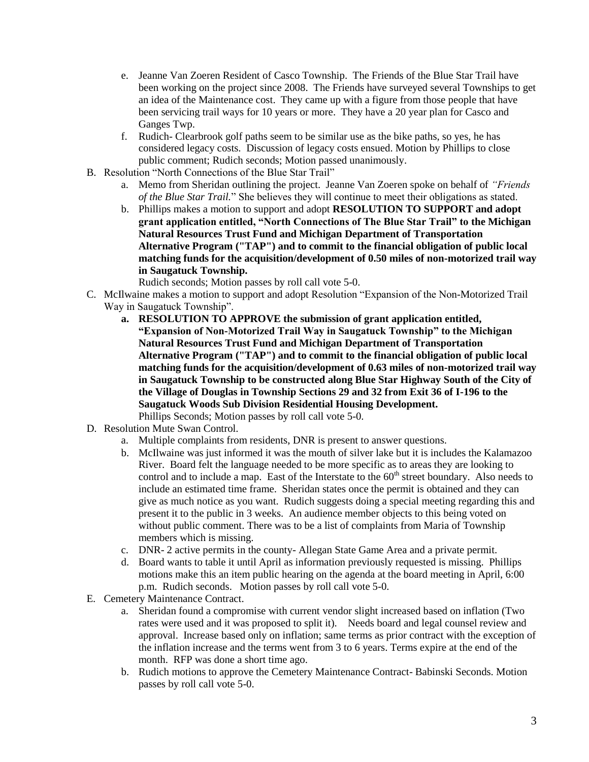e. Jeanne Van Zoeren Resident of Casco Township. The Friends of the Blue Star Trail have been working on the project since 2008. The Friends have surveyed several Townships to get an idea of the Maintenance cost. They came up with a figure from those people that have been servicing trail ways for 10 years or more. They have a 20 year plan for Casco and Ganges Twp.
   f. Rudich- Clearbrook golf paths seem to be similar use as the bike paths, so yes, he has considered legacy costs. Discussion of legacy costs ensued. Motion by Phillips to close public comment; Rudich seconds; Motion passed unanimously.

B. Resolution "North Connections of the Blue Star Trail"
   a. Memo from Sheridan outlining the project. Jeanne Van Zoeren spoke on behalf of *"Friends of the Blue Star Trail.*" She believes they will continue to meet their obligations as stated.
   b. Phillips makes a motion to support and adopt **RESOLUTION TO SUPPORT and adopt grant application entitled, "North Connections of The Blue Star Trail" to the Michigan Natural Resources Trust Fund and Michigan Department of Transportation Alternative Program ("TAP") and to commit to the financial obligation of public local matching funds for the acquisition/development of 0.50 miles of non-motorized trail way in Saugatuck Township.**
   Rudich seconds; Motion passes by roll call vote 5-0.

C. McIlwaine makes a motion to support and adopt Resolution "Expansion of the Non-Motorized Trail Way in Saugatuck Township".
   **a. RESOLUTION TO APPROVE the submission of grant application entitled, "Expansion of Non-Motorized Trail Way in Saugatuck Township" to the Michigan Natural Resources Trust Fund and Michigan Department of Transportation Alternative Program ("TAP") and to commit to the financial obligation of public local matching funds for the acquisition/development of 0.63 miles of non-motorized trail way in Saugatuck Township to be constructed along Blue Star Highway South of the City of the Village of Douglas in Township Sections 29 and 32 from Exit 36 of I-196 to the Saugatuck Woods Sub Division Residential Housing Development.**
   Phillips Seconds; Motion passes by roll call vote 5-0.

D. Resolution Mute Swan Control.
   a. Multiple complaints from residents, DNR is present to answer questions.
   b. McIlwaine was just informed it was the mouth of silver lake but it is includes the Kalamazoo River. Board felt the language needed to be more specific as to areas they are looking to control and to include a map. East of the Interstate to the 60th street boundary. Also needs to include an estimated time frame. Sheridan states once the permit is obtained and they can give as much notice as you want. Rudich suggests doing a special meeting regarding this and present it to the public in 3 weeks. An audience member objects to this being voted on without public comment. There was to be a list of complaints from Maria of Township members which is missing.
   c. DNR- 2 active permits in the county- Allegan State Game Area and a private permit.
   d. Board wants to table it until April as information previously requested is missing. Phillips motions make this an item public hearing on the agenda at the board meeting in April, 6:00 p.m. Rudich seconds. Motion passes by roll call vote 5-0.

E. Cemetery Maintenance Contract.
   a. Sheridan found a compromise with current vendor slight increased based on inflation (Two rates were used and it was proposed to split it). Needs board and legal counsel review and approval. Increase based only on inflation; same terms as prior contract with the exception of the inflation increase and the terms went from 3 to 6 years. Terms expire at the end of the month. RFP was done a short time ago.
   b. Rudich motions to approve the Cemetery Maintenance Contract- Babinski Seconds. Motion passes by roll call vote 5-0.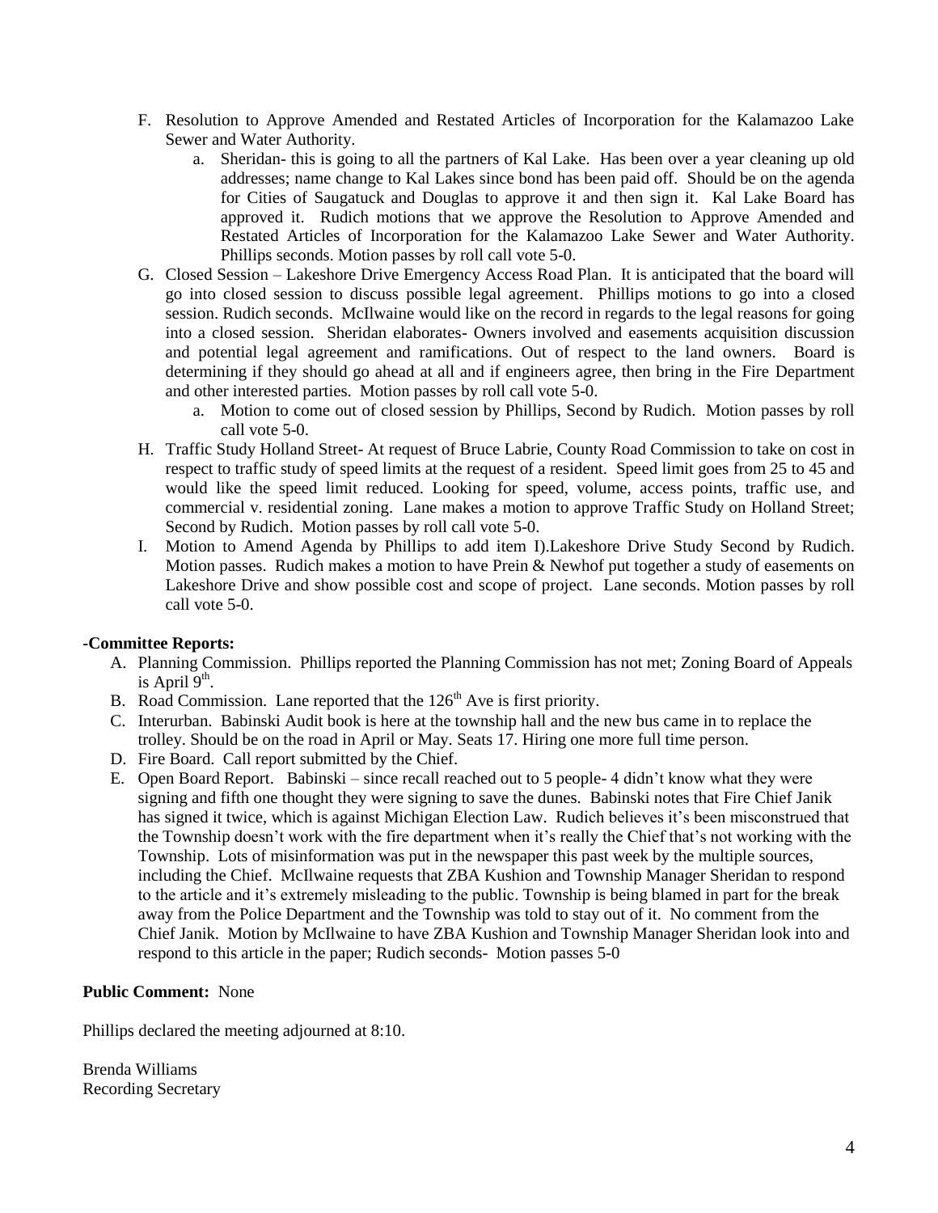F. Resolution to Approve Amended and Restated Articles of Incorporation for the Kalamazoo Lake Sewer and Water Authority.
   a. Sheridan- this is going to all the partners of Kal Lake. Has been over a year cleaning up old addresses; name change to Kal Lakes since bond has been paid off. Should be on the agenda for Cities of Saugatuck and Douglas to approve it and then sign it. Kal Lake Board has approved it. Rudich motions that we approve the Resolution to Approve Amended and Restated Articles of Incorporation for the Kalamazoo Lake Sewer and Water Authority. Phillips seconds. Motion passes by roll call vote 5-0.

G. Closed Session – Lakeshore Drive Emergency Access Road Plan. It is anticipated that the board will go into closed session to discuss possible legal agreement. Phillips motions to go into a closed session. Rudich seconds. McIlwaine would like on the record in regards to the legal reasons for going into a closed session. Sheridan elaborates- Owners involved and easements acquisition discussion and potential legal agreement and ramifications. Out of respect to the land owners. Board is determining if they should go ahead at all and if engineers agree, then bring in the Fire Department and other interested parties. Motion passes by roll call vote 5-0.
   a. Motion to come out of closed session by Phillips, Second by Rudich. Motion passes by roll call vote 5-0.

H. Traffic Study Holland Street- At request of Bruce Labrie, County Road Commission to take on cost in respect to traffic study of speed limits at the request of a resident. Speed limit goes from 25 to 45 and would like the speed limit reduced. Looking for speed, volume, access points, traffic use, and commercial v. residential zoning. Lane makes a motion to approve Traffic Study on Holland Street; Second by Rudich. Motion passes by roll call vote 5-0.

I. Motion to Amend Agenda by Phillips to add item I).Lakeshore Drive Study Second by Rudich. Motion passes. Rudich makes a motion to have Prein & Newhof put together a study of easements on Lakeshore Drive and show possible cost and scope of project. Lane seconds. Motion passes by roll call vote 5-0.

**-Committee Reports:**

A. Planning Commission. Phillips reported the Planning Commission has not met; Zoning Board of Appeals is April 9th.
B. Road Commission. Lane reported that the 126th Ave is first priority.
C. Interurban. Babinski Audit book is here at the township hall and the new bus came in to replace the trolley. Should be on the road in April or May. Seats 17. Hiring one more full time person.
D. Fire Board. Call report submitted by the Chief.
E. Open Board Report. Babinski – since recall reached out to 5 people- 4 didn't know what they were signing and fifth one thought they were signing to save the dunes. Babinski notes that Fire Chief Janik has signed it twice, which is against Michigan Election Law. Rudich believes it's been misconstrued that the Township doesn't work with the fire department when it's really the Chief that's not working with the Township. Lots of misinformation was put in the newspaper this past week by the multiple sources, including the Chief. McIlwaine requests that ZBA Kushion and Township Manager Sheridan to respond to the article and it's extremely misleading to the public. Township is being blamed in part for the break away from the Police Department and the Township was told to stay out of it. No comment from the Chief Janik. Motion by McIlwaine to have ZBA Kushion and Township Manager Sheridan look into and respond to this article in the paper; Rudich seconds- Motion passes 5-0

**Public Comment:** None

Phillips declared the meeting adjourned at 8:10.

Brenda Williams
Recording Secretary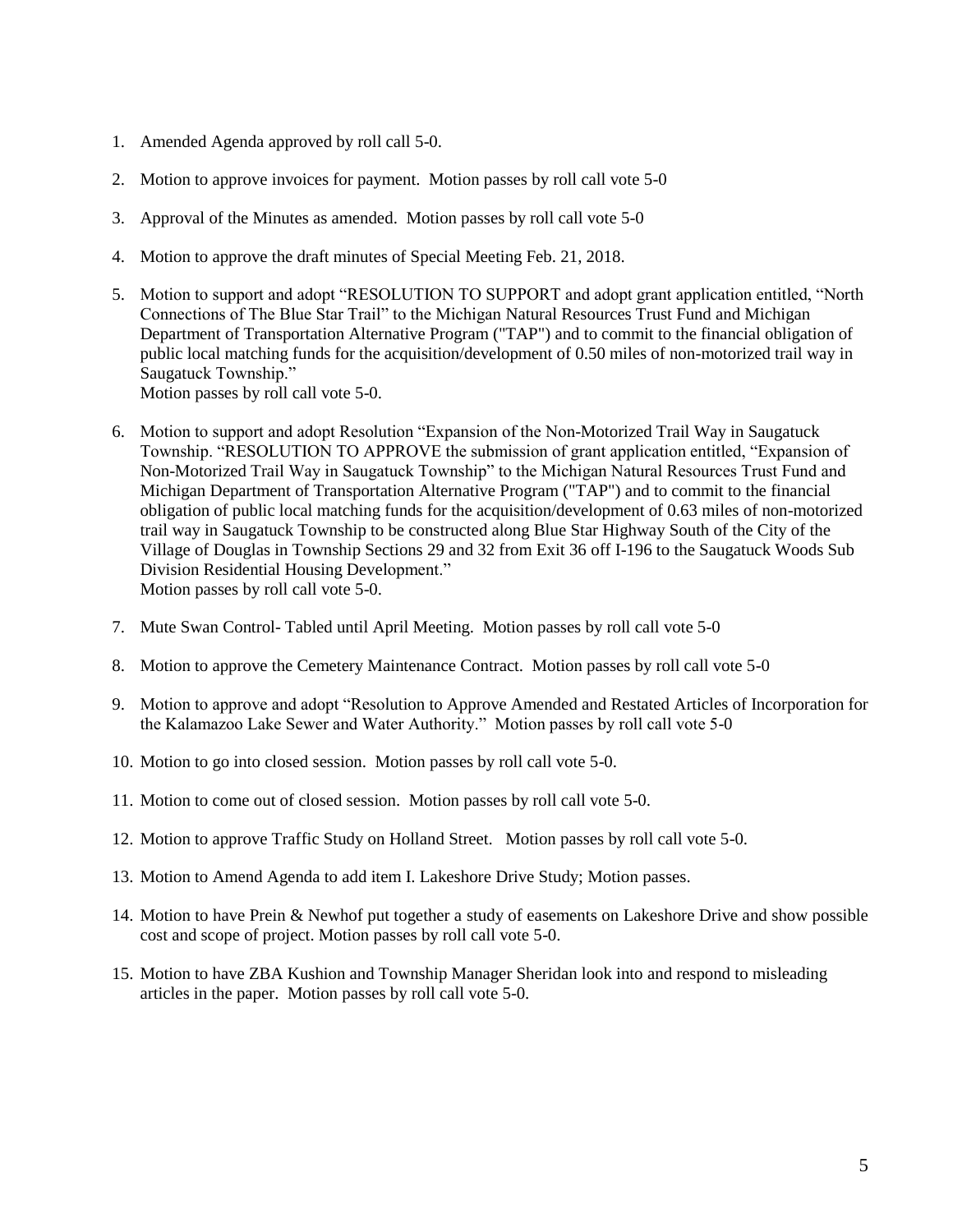1. Amended Agenda approved by roll call 5-0.

2. Motion to approve invoices for payment. Motion passes by roll call vote 5-0

3. Approval of the Minutes as amended. Motion passes by roll call vote 5-0

4. Motion to approve the draft minutes of Special Meeting Feb. 21, 2018.

5. Motion to support and adopt "RESOLUTION TO SUPPORT and adopt grant application entitled, "North Connections of The Blue Star Trail" to the Michigan Natural Resources Trust Fund and Michigan Department of Transportation Alternative Program ("TAP") and to commit to the financial obligation of public local matching funds for the acquisition/development of 0.50 miles of non-motorized trail way in Saugatuck Township."
   Motion passes by roll call vote 5-0.

6. Motion to support and adopt Resolution "Expansion of the Non-Motorized Trail Way in Saugatuck Township. "RESOLUTION TO APPROVE the submission of grant application entitled, "Expansion of Non-Motorized Trail Way in Saugatuck Township" to the Michigan Natural Resources Trust Fund and Michigan Department of Transportation Alternative Program ("TAP") and to commit to the financial obligation of public local matching funds for the acquisition/development of 0.63 miles of non-motorized trail way in Saugatuck Township to be constructed along Blue Star Highway South of the City of the Village of Douglas in Township Sections 29 and 32 from Exit 36 off I-196 to the Saugatuck Woods Sub Division Residential Housing Development."
   Motion passes by roll call vote 5-0.

7. Mute Swan Control- Tabled until April Meeting. Motion passes by roll call vote 5-0

8. Motion to approve the Cemetery Maintenance Contract. Motion passes by roll call vote 5-0

9. Motion to approve and adopt "Resolution to Approve Amended and Restated Articles of Incorporation for the Kalamazoo Lake Sewer and Water Authority." Motion passes by roll call vote 5-0

10. Motion to go into closed session. Motion passes by roll call vote 5-0.

11. Motion to come out of closed session. Motion passes by roll call vote 5-0.

12. Motion to approve Traffic Study on Holland Street. Motion passes by roll call vote 5-0.

13. Motion to Amend Agenda to add item I. Lakeshore Drive Study; Motion passes.

14. Motion to have Prein & Newhof put together a study of easements on Lakeshore Drive and show possible cost and scope of project. Motion passes by roll call vote 5-0.

15. Motion to have ZBA Kushion and Township Manager Sheridan look into and respond to misleading articles in the paper. Motion passes by roll call vote 5-0.